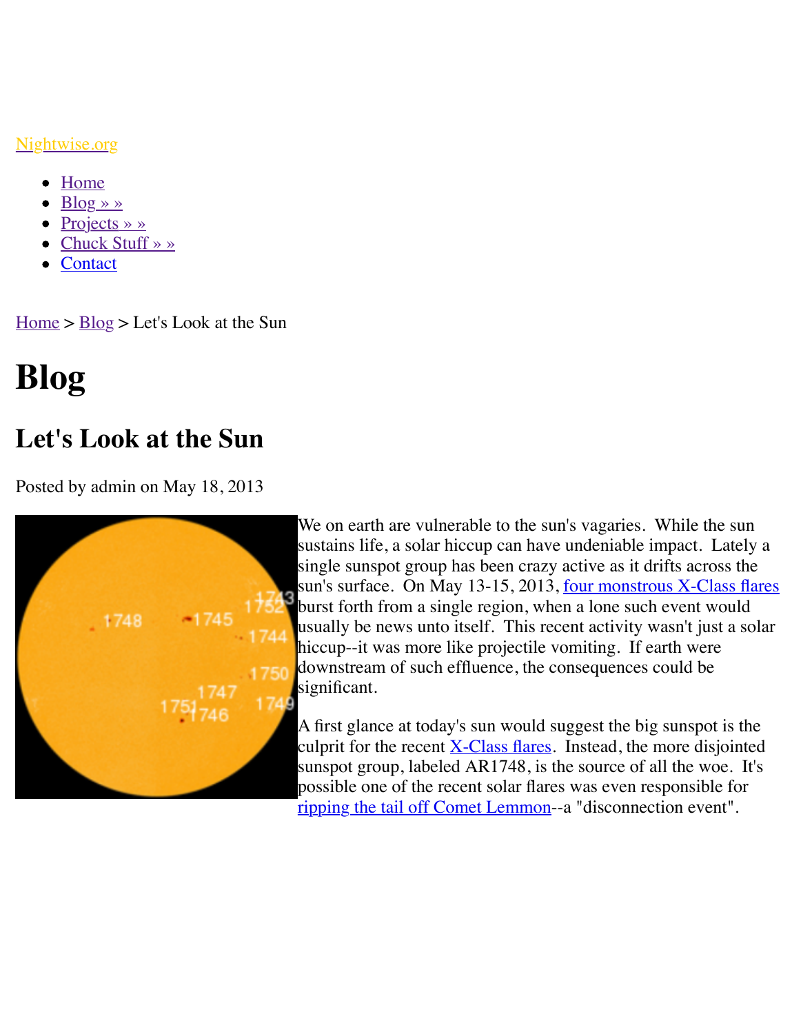Nightwise.org

- Home
- Blog » »
- Projects » »
- Chuck Stuff » »
- Contact

Home > Blog > Let's Look at the Sun

# Blog

## Let's Look at the Sun

Posted by admin on May 18, 2013

We on earth are vulnerable to the sun's vagaries. While the sun sustains life, a solar hiccup can have undeniable impact. Lately a single sunspot group has been crazy active as it drifts across the sun's surface. On May 13-15, 2013, four monstrous X-Class flares burst forth from a single region, when a lone such event would usually be news unto itself. This recent activity wasn't just a solar hiccup--it was more like projectile vomiting. If earth were downstream of such effluence, the consequences could be significant.

A first glance at today's sun would suggest the big sunspot is the culprit for the recent X-Class flares. Instead, the more disjointed sunspot group, labeled AR1748, is the source of all the woe. It's possible one of the recent solar flares was even responsible for ripping the tail off Comet Lemmon--a "disconnection event".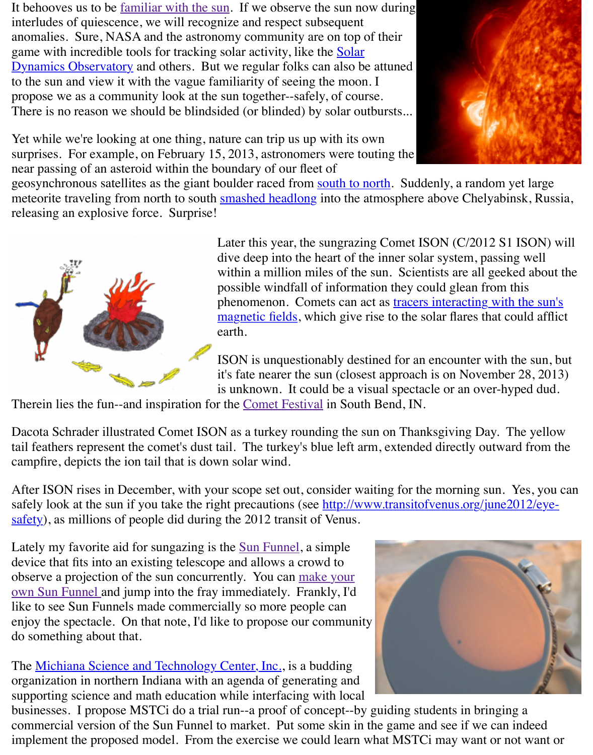It behooves us to be familiar with the sun. If we observe the sun now during interludes of quiescence, we will recognize and respect subsequent anomalies. Sure, NASA and the astronomy community are on top of their game with incredible tools for tracking solar activity, like the Solar Dynamics Observatory and others. But we regular folks can also be attuned to the sun and view it with the vague familiarity of seeing the moon. I propose we as a community look at the sun together--safely, of course. There is no reason we should be blindsided (or blinded) by solar outbursts...

Yet while we're looking at one thing, nature can trip us up with its own surprises. For example, on February 15, 2013, astronomers were touting the near passing of an asteroid within the boundary of our fleet of geosynchronous satellites as the giant boulder raced from south to north. Suddenly, a random yet large meteorite traveling from north to south smashed headlong into the atmosphere above Chelyabinsk, Russia, releasing an explosive force. Surprise!

Later this year, the sungrazing Comet ISON (C/2012 S1 ISON) will dive deep into the heart of the inner solar system, passing well within a million miles of the sun. Scientists are all geeked about the possible windfall of information they could glean from this phenomenon. Comets can act as tracers interacting with the sun's magnetic fields, which give rise to the solar flares that could afflict earth.

ISON is unquestionably destined for an encounter with the sun, but it's fate nearer the sun (closest approach is on November 28, 2013) is unknown. It could be a visual spectacle or an over-hyped dud. Therein lies the fun--and inspiration for the Comet Festival in South Bend, IN.

Dacota Schrader illustrated Comet ISON as a turkey rounding the sun on Thanksgiving Day. The yellow tail feathers represent the comet's dust tail. The turkey's blue left arm, extended directly outward from the campfire, depicts the ion tail that is down solar wind.

After ISON rises in December, with your scope set out, consider waiting for the morning sun. Yes, you can safely look at the sun if you take the right precautions (see http://www.transitofvenus.org/june2012/eye-safety), as millions of people did during the 2012 transit of Venus.

Lately my favorite aid for sungazing is the Sun Funnel, a simple device that fits into an existing telescope and allows a crowd to observe a projection of the sun concurrently. You can make your own Sun Funnel and jump into the fray immediately. Frankly, I'd like to see Sun Funnels made commercially so more people can enjoy the spectacle. On that note, I'd like to propose our community do something about that.

The Michiana Science and Technology Center, Inc., is a budding organization in northern Indiana with an agenda of generating and supporting science and math education while interfacing with local businesses. I propose MSTCi do a trial run--a proof of concept--by guiding students in bringing a commercial version of the Sun Funnel to market. Put some skin in the game and see if we can indeed implement the proposed model. From the exercise we could learn what MSTCi may want or not want or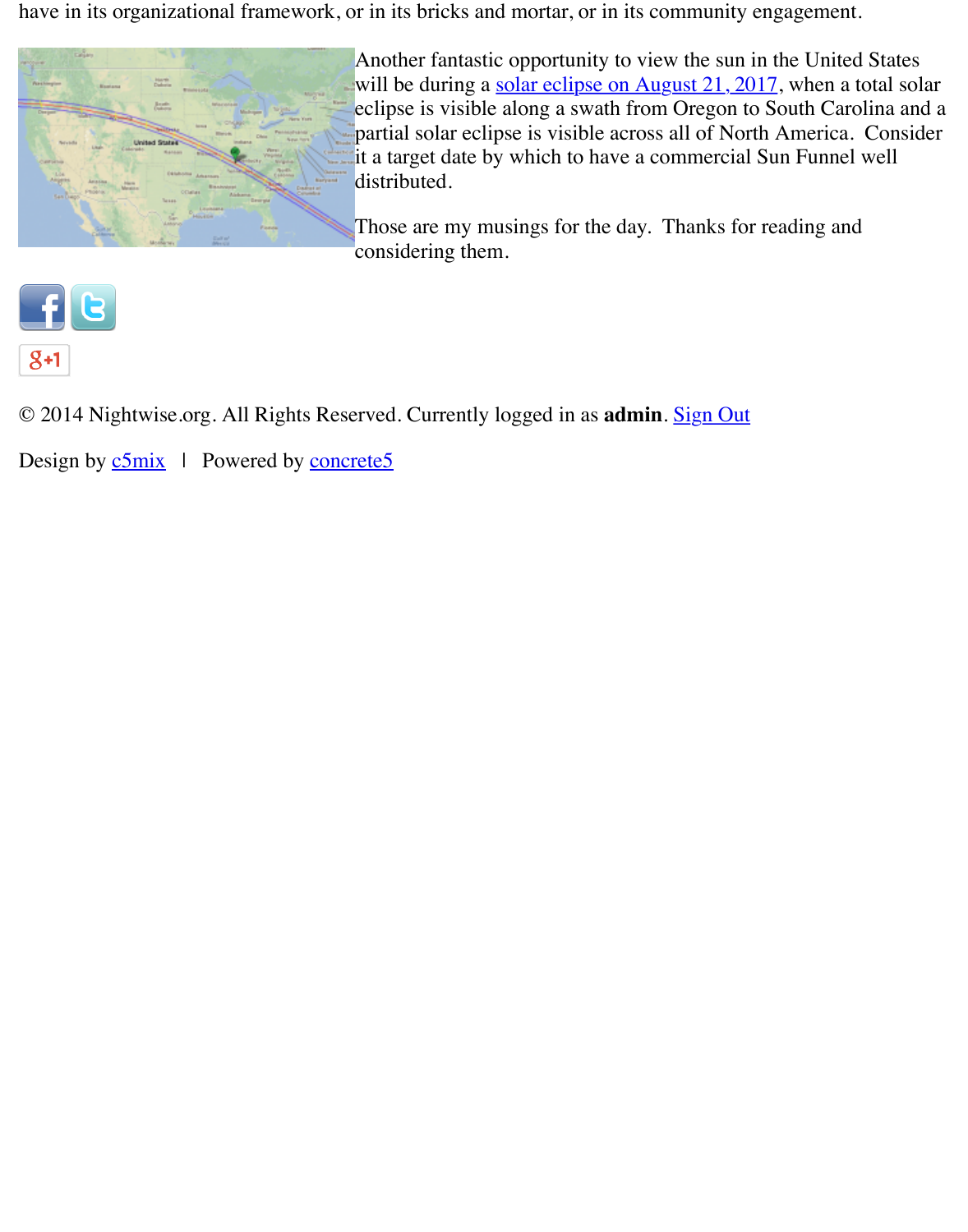have in its organizational framework, or in its bricks and mortar, or in its community engagement.

Another fantastic opportunity to view the sun in the United States will be during a solar eclipse on August 21, 2017, when a total solar eclipse is visible along a swath from Oregon to South Carolina and a partial solar eclipse is visible across all of North America. Consider it a target date by which to have a commercial Sun Funnel well distributed.

Those are my musings for the day. Thanks for reading and considering them.

© 2014 Nightwise.org. All Rights Reserved. Currently logged in as **admin**. Sign Out

Design by c5mix | Powered by concrete5